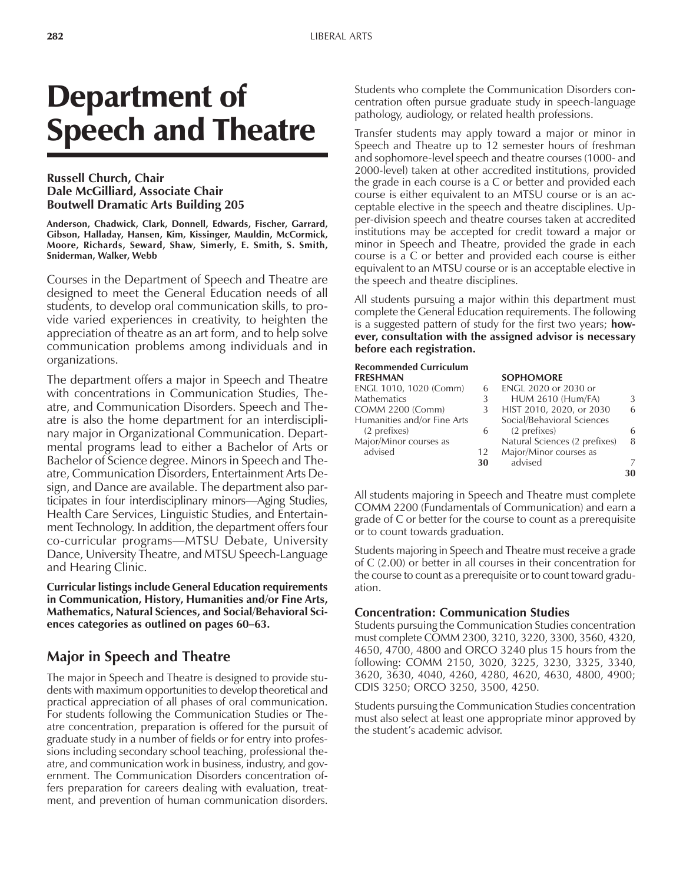# Department of Speech and Theatre

**Russell Church, Chair**
**Dale McGilliard, Associate Chair**
**Boutwell Dramatic Arts Building 205**

**Anderson, Chadwick, Clark, Donnell, Edwards, Fischer, Garrard, Gibson, Halladay, Hansen, Kim, Kissinger, Mauldin, McCormick, Moore, Richards, Seward, Shaw, Simerly, E. Smith, S. Smith, Sniderman, Walker, Webb**

Courses in the Department of Speech and Theatre are designed to meet the General Education needs of all students, to develop oral communication skills, to provide varied experiences in creativity, to heighten the appreciation of theatre as an art form, and to help solve communication problems among individuals and in organizations.

The department offers a major in Speech and Theatre with concentrations in Communication Studies, Theatre, and Communication Disorders. Speech and Theatre is also the home department for an interdisciplinary major in Organizational Communication. Departmental programs lead to either a Bachelor of Arts or Bachelor of Science degree. Minors in Speech and Theatre, Communication Disorders, Entertainment Arts Design, and Dance are available. The department also participates in four interdisciplinary minors—Aging Studies, Health Care Services, Linguistic Studies, and Entertainment Technology. In addition, the department offers four co-curricular programs—MTSU Debate, University Dance, University Theatre, and MTSU Speech-Language and Hearing Clinic.

**Curricular listings include General Education requirements in Communication, History, Humanities and/or Fine Arts, Mathematics, Natural Sciences, and Social/Behavioral Sciences categories as outlined on pages 60–63.**

## Major in Speech and Theatre

The major in Speech and Theatre is designed to provide students with maximum opportunities to develop theoretical and practical appreciation of all phases of oral communication. For students following the Communication Studies or Theatre concentration, preparation is offered for the pursuit of graduate study in a number of fields or for entry into professions including secondary school teaching, professional theatre, and communication work in business, industry, and government. The Communication Disorders concentration offers preparation for careers dealing with evaluation, treatment, and prevention of human communication disorders. Students who complete the Communication Disorders concentration often pursue graduate study in speech-language pathology, audiology, or related health professions.

Transfer students may apply toward a major or minor in Speech and Theatre up to 12 semester hours of freshman and sophomore-level speech and theatre courses (1000- and 2000-level) taken at other accredited institutions, provided the grade in each course is a C or better and provided each course is either equivalent to an MTSU course or is an acceptable elective in the speech and theatre disciplines. Upper-division speech and theatre courses taken at accredited institutions may be accepted for credit toward a major or minor in Speech and Theatre, provided the grade in each course is a C or better and provided each course is either equivalent to an MTSU course or is an acceptable elective in the speech and theatre disciplines.

All students pursuing a major within this department must complete the General Education requirements. The following is a suggested pattern of study for the first two years; **however, consultation with the assigned advisor is necessary before each registration.**

**Recommended Curriculum**

| FRESHMAN | | SOPHOMORE | |
|---|---|---|---|
| ENGL 1010, 1020 (Comm) | 6 | ENGL 2020 or 2030 or HUM 2610 (Hum/FA) | 3 |
| Mathematics | 3 | HIST 2010, 2020, or 2030 | 6 |
| COMM 2200 (Comm) | 3 | Social/Behavioral Sciences (2 prefixes) | 6 |
| Humanities and/or Fine Arts (2 prefixes) | 6 | Natural Sciences (2 prefixes) | 8 |
| Major/Minor courses as advised | 12 | Major/Minor courses as advised | 7 |
| | **30** | | **30** |

All students majoring in Speech and Theatre must complete COMM 2200 (Fundamentals of Communication) and earn a grade of C or better for the course to count as a prerequisite or to count towards graduation.

Students majoring in Speech and Theatre must receive a grade of C (2.00) or better in all courses in their concentration for the course to count as a prerequisite or to count toward graduation.

### Concentration: Communication Studies

Students pursuing the Communication Studies concentration must complete COMM 2300, 3210, 3220, 3300, 3560, 4320, 4650, 4700, 4800 and ORCO 3240 plus 15 hours from the following: COMM 2150, 3020, 3225, 3230, 3325, 3340, 3620, 3630, 4040, 4260, 4280, 4620, 4630, 4800, 4900; CDIS 3250; ORCO 3250, 3500, 4250.

Students pursuing the Communication Studies concentration must also select at least one appropriate minor approved by the student's academic advisor.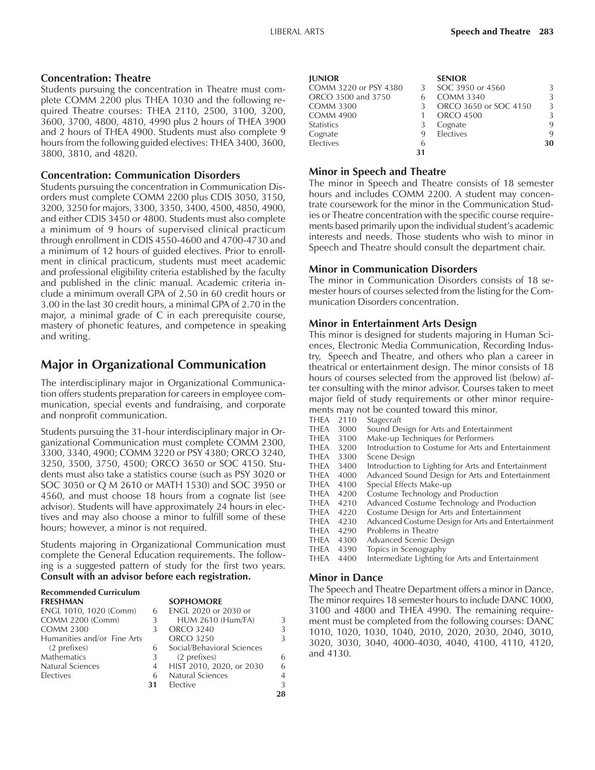### Concentration: Theatre

Students pursuing the concentration in Theatre must complete COMM 2200 plus THEA 1030 and the following required Theatre courses: THEA 2110, 2500, 3100, 3200, 3600, 3700, 4800, 4810, 4990 plus 2 hours of THEA 3900 and 2 hours of THEA 4900. Students must also complete 9 hours from the following guided electives: THEA 3400, 3600, 3800, 3810, and 4820.

### Concentration: Communication Disorders

Students pursuing the concentration in Communication Disorders must complete COMM 2200 plus CDIS 3050, 3150, 3200, 3250 for majors, 3300, 3350, 3400, 4500, 4850, 4900, and either CDIS 3450 or 4800. Students must also complete a minimum of 9 hours of supervised clinical practicum through enrollment in CDIS 4550-4600 and 4700-4730 and a minimum of 12 hours of guided electives. Prior to enrollment in clinical practicum, students must meet academic and professional eligibility criteria established by the faculty and published in the clinic manual. Academic criteria include a minimum overall GPA of 2.50 in 60 credit hours or 3.00 in the last 30 credit hours, a minimal GPA of 2.70 in the major, a minimal grade of C in each prerequisite course, mastery of phonetic features, and competence in speaking and writing.

## Major in Organizational Communication

The interdisciplinary major in Organizational Communication offers students preparation for careers in employee communication, special events and fundraising, and corporate and nonprofit communication.

Students pursuing the 31-hour interdisciplinary major in Organizational Communication must complete COMM 2300, 3300, 3340, 4900; COMM 3220 or PSY 4380; ORCO 3240, 3250, 3500, 3750, 4500; ORCO 3650 or SOC 4150. Students must also take a statistics course (such as PSY 3020 or SOC 3050 or Q M 2610 or MATH 1530) and SOC 3950 or 4560, and must choose 18 hours from a cognate list (see advisor). Students will have approximately 24 hours in electives and may also choose a minor to fulfill some of these hours; however, a minor is not required.

Students majoring in Organizational Communication must complete the General Education requirements. The following is a suggested pattern of study for the first two years. **Consult with an advisor before each registration.**

**Recommended Curriculum**

| FRESHMAN | | SOPHOMORE | |
|---|---|---|---|
| ENGL 1010, 1020 (Comm) | 6 | ENGL 2020 or 2030 or HUM 2610 (Hum/FA) | 3 |
| COMM 2200 (Comm) | 3 | ORCO 3240 | 3 |
| COMM 2300 | 3 | ORCO 3250 | 3 |
| Humanities and/or Fine Arts (2 prefixes) | 6 | Social/Behavioral Sciences (2 prefixes) | 6 |
| Mathematics | 3 | HIST 2010, 2020, or 2030 | 6 |
| Natural Sciences | 4 | Natural Sciences | 4 |
| Electives | 6 | Elective | 3 |
| | **31** | | **28** |

| JUNIOR | | SENIOR | |
|---|---|---|---|
| COMM 3220 or PSY 4380 | 3 | SOC 3950 or 4560 | 3 |
| ORCO 3500 and 3750 | 6 | COMM 3340 | 3 |
| COMM 3300 | 3 | ORCO 3650 or SOC 4150 | 3 |
| COMM 4900 | 1 | ORCO 4500 | 3 |
| Statistics | 3 | Cognate | 9 |
| Cognate | 9 | Electives | 9 |
| Electives | 6 | | **30** |
| | **31** | | |

### Minor in Speech and Theatre

The minor in Speech and Theatre consists of 18 semester hours and includes COMM 2200. A student may concentrate coursework for the minor in the Communication Studies or Theatre concentration with the specific course requirements based primarily upon the individual student's academic interests and needs. Those students who wish to minor in Speech and Theatre should consult the department chair.

### Minor in Communication Disorders

The minor in Communication Disorders consists of 18 semester hours of courses selected from the listing for the Communication Disorders concentration.

### Minor in Entertainment Arts Design

This minor is designed for students majoring in Human Sciences, Electronic Media Communication, Recording Industry, Speech and Theatre, and others who plan a career in theatrical or entertainment design. The minor consists of 18 hours of courses selected from the approved list (below) after consulting with the minor advisor. Courses taken to meet major field of study requirements or other minor requirements may not be counted toward this minor.

| | | |
|---|---|---|
| THEA | 2110 | Stagecraft |
| THEA | 3000 | Sound Design for Arts and Entertainment |
| THEA | 3100 | Make-up Techniques for Performers |
| THEA | 3200 | Introduction to Costume for Arts and Entertainment |
| THEA | 3300 | Scene Design |
| THEA | 3400 | Introduction to Lighting for Arts and Entertainment |
| THEA | 4000 | Advanced Sound Design for Arts and Entertainment |
| THEA | 4100 | Special Effects Make-up |
| THEA | 4200 | Costume Technology and Production |
| THEA | 4210 | Advanced Costume Technology and Production |
| THEA | 4220 | Costume Design for Arts and Entertainment |
| THEA | 4230 | Advanced Costume Design for Arts and Entertainment |
| THEA | 4290 | Problems in Theatre |
| THEA | 4300 | Advanced Scenic Design |
| THEA | 4390 | Topics in Scenography |
| THEA | 4400 | Intermediate Lighting for Arts and Entertainment |

### Minor in Dance

The Speech and Theatre Department offers a minor in Dance. The minor requires 18 semester hours to include DANC 1000, 3100 and 4800 and THEA 4990. The remaining requirement must be completed from the following courses: DANC 1010, 1020, 1030, 1040, 2010, 2020, 2030, 2040, 3010, 3020, 3030, 3040, 4000-4030, 4040, 4100, 4110, 4120, and 4130.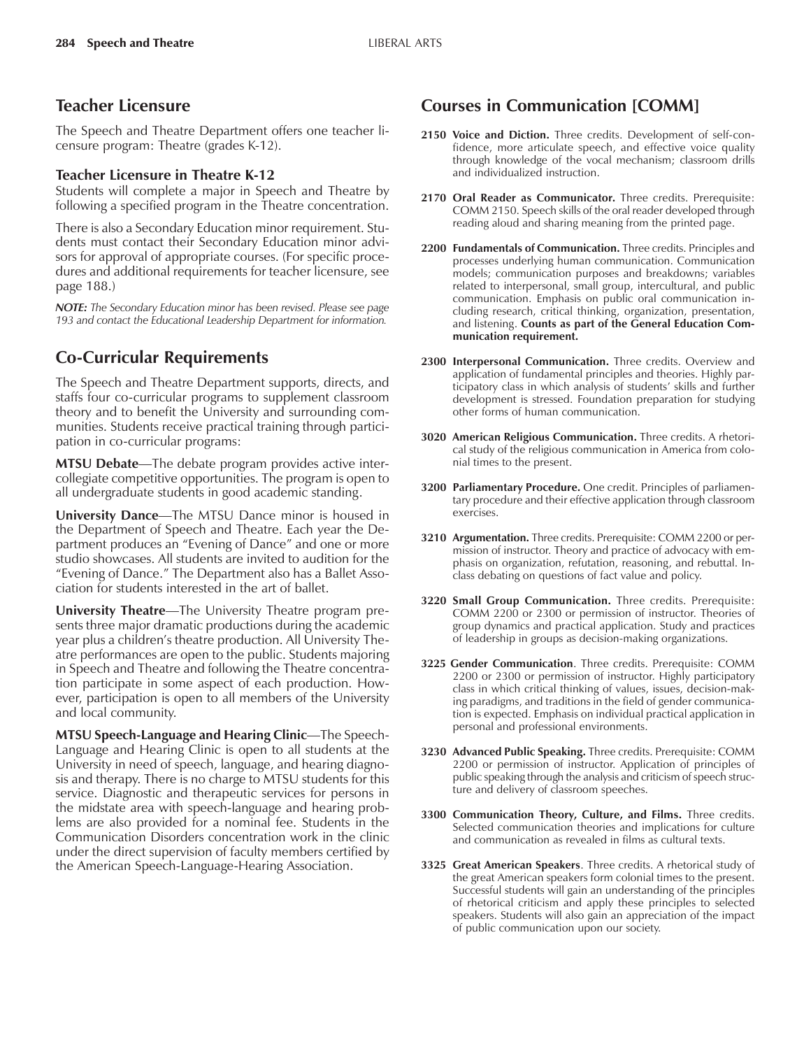## Teacher Licensure

The Speech and Theatre Department offers one teacher licensure program: Theatre (grades K-12).

### Teacher Licensure in Theatre K-12

Students will complete a major in Speech and Theatre by following a specified program in the Theatre concentration.

There is also a Secondary Education minor requirement. Students must contact their Secondary Education minor advisors for approval of appropriate courses. (For specific procedures and additional requirements for teacher licensure, see page 188.)

***NOTE:*** *The Secondary Education minor has been revised. Please see page 193 and contact the Educational Leadership Department for information.*

## Co-Curricular Requirements

The Speech and Theatre Department supports, directs, and staffs four co-curricular programs to supplement classroom theory and to benefit the University and surrounding communities. Students receive practical training through participation in co-curricular programs:

**MTSU Debate**—The debate program provides active intercollegiate competitive opportunities. The program is open to all undergraduate students in good academic standing.

**University Dance**—The MTSU Dance minor is housed in the Department of Speech and Theatre. Each year the Department produces an "Evening of Dance" and one or more studio showcases. All students are invited to audition for the "Evening of Dance." The Department also has a Ballet Association for students interested in the art of ballet.

**University Theatre**—The University Theatre program presents three major dramatic productions during the academic year plus a children's theatre production. All University Theatre performances are open to the public. Students majoring in Speech and Theatre and following the Theatre concentration participate in some aspect of each production. However, participation is open to all members of the University and local community.

**MTSU Speech-Language and Hearing Clinic**—The Speech-Language and Hearing Clinic is open to all students at the University in need of speech, language, and hearing diagnosis and therapy. There is no charge to MTSU students for this service. Diagnostic and therapeutic services for persons in the midstate area with speech-language and hearing problems are also provided for a nominal fee. Students in the Communication Disorders concentration work in the clinic under the direct supervision of faculty members certified by the American Speech-Language-Hearing Association.

## Courses in Communication [COMM]

**2150 Voice and Diction.** Three credits. Development of self-confidence, more articulate speech, and effective voice quality through knowledge of the vocal mechanism; classroom drills and individualized instruction.

**2170 Oral Reader as Communicator.** Three credits. Prerequisite: COMM 2150. Speech skills of the oral reader developed through reading aloud and sharing meaning from the printed page.

**2200 Fundamentals of Communication.** Three credits. Principles and processes underlying human communication. Communication models; communication purposes and breakdowns; variables related to interpersonal, small group, intercultural, and public communication. Emphasis on public oral communication including research, critical thinking, organization, presentation, and listening. **Counts as part of the General Education Communication requirement.**

**2300 Interpersonal Communication.** Three credits. Overview and application of fundamental principles and theories. Highly participatory class in which analysis of students' skills and further development is stressed. Foundation preparation for studying other forms of human communication.

**3020 American Religious Communication.** Three credits. A rhetorical study of the religious communication in America from colonial times to the present.

**3200 Parliamentary Procedure.** One credit. Principles of parliamentary procedure and their effective application through classroom exercises.

**3210 Argumentation.** Three credits. Prerequisite: COMM 2200 or permission of instructor. Theory and practice of advocacy with emphasis on organization, refutation, reasoning, and rebuttal. In-class debating on questions of fact value and policy.

**3220 Small Group Communication.** Three credits. Prerequisite: COMM 2200 or 2300 or permission of instructor. Theories of group dynamics and practical application. Study and practices of leadership in groups as decision-making organizations.

**3225 Gender Communication**. Three credits. Prerequisite: COMM 2200 or 2300 or permission of instructor. Highly participatory class in which critical thinking of values, issues, decision-making paradigms, and traditions in the field of gender communication is expected. Emphasis on individual practical application in personal and professional environments.

**3230 Advanced Public Speaking.** Three credits. Prerequisite: COMM 2200 or permission of instructor. Application of principles of public speaking through the analysis and criticism of speech structure and delivery of classroom speeches.

**3300 Communication Theory, Culture, and Films.** Three credits. Selected communication theories and implications for culture and communication as revealed in films as cultural texts.

**3325 Great American Speakers**. Three credits. A rhetorical study of the great American speakers form colonial times to the present. Successful students will gain an understanding of the principles of rhetorical criticism and apply these principles to selected speakers. Students will also gain an appreciation of the impact of public communication upon our society.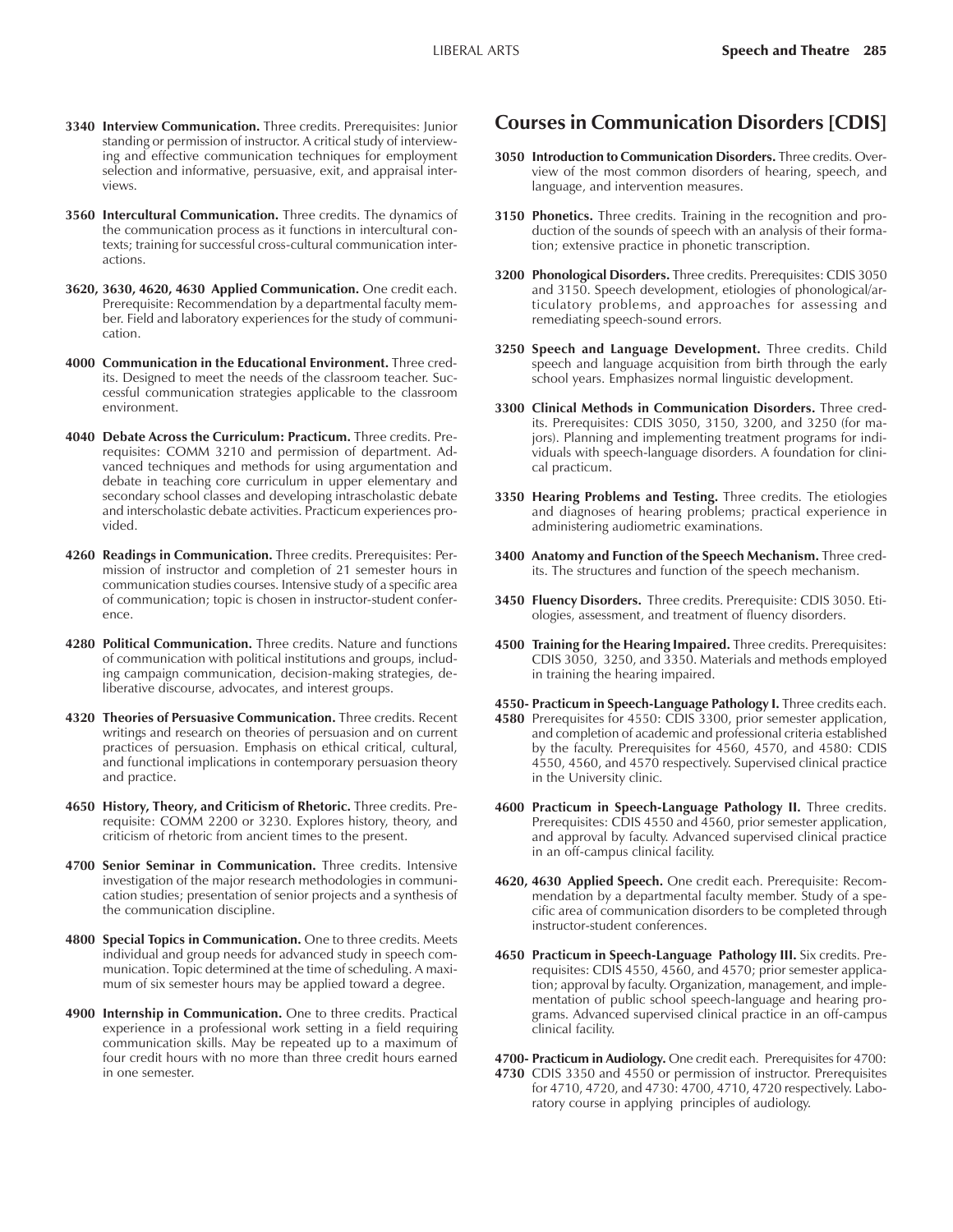**3340 Interview Communication.** Three credits. Prerequisites: Junior standing or permission of instructor. A critical study of interviewing and effective communication techniques for employment selection and informative, persuasive, exit, and appraisal interviews.

**3560 Intercultural Communication.** Three credits. The dynamics of the communication process as it functions in intercultural contexts; training for successful cross-cultural communication interactions.

**3620, 3630, 4620, 4630 Applied Communication.** One credit each. Prerequisite: Recommendation by a departmental faculty member. Field and laboratory experiences for the study of communication.

**4000 Communication in the Educational Environment.** Three credits. Designed to meet the needs of the classroom teacher. Successful communication strategies applicable to the classroom environment.

**4040 Debate Across the Curriculum: Practicum.** Three credits. Prerequisites: COMM 3210 and permission of department. Advanced techniques and methods for using argumentation and debate in teaching core curriculum in upper elementary and secondary school classes and developing intrascholastic debate and interscholastic debate activities. Practicum experiences provided.

**4260 Readings in Communication.** Three credits. Prerequisites: Permission of instructor and completion of 21 semester hours in communication studies courses. Intensive study of a specific area of communication; topic is chosen in instructor-student conference.

**4280 Political Communication.** Three credits. Nature and functions of communication with political institutions and groups, including campaign communication, decision-making strategies, deliberative discourse, advocates, and interest groups.

**4320 Theories of Persuasive Communication.** Three credits. Recent writings and research on theories of persuasion and on current practices of persuasion. Emphasis on ethical critical, cultural, and functional implications in contemporary persuasion theory and practice.

**4650 History, Theory, and Criticism of Rhetoric.** Three credits. Prerequisite: COMM 2200 or 3230. Explores history, theory, and criticism of rhetoric from ancient times to the present.

**4700 Senior Seminar in Communication.** Three credits. Intensive investigation of the major research methodologies in communication studies; presentation of senior projects and a synthesis of the communication discipline.

**4800 Special Topics in Communication.** One to three credits. Meets individual and group needs for advanced study in speech communication. Topic determined at the time of scheduling. A maximum of six semester hours may be applied toward a degree.

**4900 Internship in Communication.** One to three credits. Practical experience in a professional work setting in a field requiring communication skills. May be repeated up to a maximum of four credit hours with no more than three credit hours earned in one semester.

## Courses in Communication Disorders [CDIS]

**3050 Introduction to Communication Disorders.** Three credits. Overview of the most common disorders of hearing, speech, and language, and intervention measures.

**3150 Phonetics.** Three credits. Training in the recognition and production of the sounds of speech with an analysis of their formation; extensive practice in phonetic transcription.

**3200 Phonological Disorders.** Three credits. Prerequisites: CDIS 3050 and 3150. Speech development, etiologies of phonological/articulatory problems, and approaches for assessing and remediating speech-sound errors.

**3250 Speech and Language Development.** Three credits. Child speech and language acquisition from birth through the early school years. Emphasizes normal linguistic development.

**3300 Clinical Methods in Communication Disorders.** Three credits. Prerequisites: CDIS 3050, 3150, 3200, and 3250 (for majors). Planning and implementing treatment programs for individuals with speech-language disorders. A foundation for clinical practicum.

**3350 Hearing Problems and Testing.** Three credits. The etiologies and diagnoses of hearing problems; practical experience in administering audiometric examinations.

**3400 Anatomy and Function of the Speech Mechanism.** Three credits. The structures and function of the speech mechanism.

**3450 Fluency Disorders.** Three credits. Prerequisite: CDIS 3050. Etiologies, assessment, and treatment of fluency disorders.

**4500 Training for the Hearing Impaired.** Three credits. Prerequisites: CDIS 3050, 3250, and 3350. Materials and methods employed in training the hearing impaired.

**4550-4580 Practicum in Speech-Language Pathology I.** Three credits each. Prerequisites for 4550: CDIS 3300, prior semester application, and completion of academic and professional criteria established by the faculty. Prerequisites for 4560, 4570, and 4580: CDIS 4550, 4560, and 4570 respectively. Supervised clinical practice in the University clinic.

**4600 Practicum in Speech-Language Pathology II.** Three credits. Prerequisites: CDIS 4550 and 4560, prior semester application, and approval by faculty. Advanced supervised clinical practice in an off-campus clinical facility.

**4620, 4630 Applied Speech.** One credit each. Prerequisite: Recommendation by a departmental faculty member. Study of a specific area of communication disorders to be completed through instructor-student conferences.

**4650 Practicum in Speech-Language Pathology III.** Six credits. Prerequisites: CDIS 4550, 4560, and 4570; prior semester application; approval by faculty. Organization, management, and implementation of public school speech-language and hearing programs. Advanced supervised clinical practice in an off-campus clinical facility.

**4700-4730 Practicum in Audiology.** One credit each. Prerequisites for 4700: CDIS 3350 and 4550 or permission of instructor. Prerequisites for 4710, 4720, and 4730: 4700, 4710, 4720 respectively. Laboratory course in applying principles of audiology.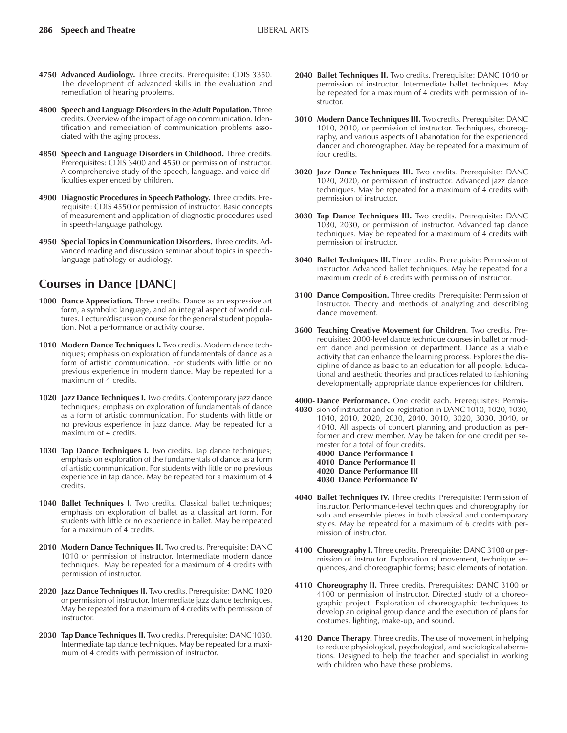**4750 Advanced Audiology.** Three credits. Prerequisite: CDIS 3350. The development of advanced skills in the evaluation and remediation of hearing problems.

**4800 Speech and Language Disorders in the Adult Population.** Three credits. Overview of the impact of age on communication. Identification and remediation of communication problems associated with the aging process.

**4850 Speech and Language Disorders in Childhood.** Three credits. Prerequisites: CDIS 3400 and 4550 or permission of instructor. A comprehensive study of the speech, language, and voice difficulties experienced by children.

**4900 Diagnostic Procedures in Speech Pathology.** Three credits. Prerequisite: CDIS 4550 or permission of instructor. Basic concepts of measurement and application of diagnostic procedures used in speech-language pathology.

**4950 Special Topics in Communication Disorders.** Three credits. Advanced reading and discussion seminar about topics in speech-language pathology or audiology.

## Courses in Dance [DANC]

**1000 Dance Appreciation.** Three credits. Dance as an expressive art form, a symbolic language, and an integral aspect of world cultures. Lecture/discussion course for the general student population. Not a performance or activity course.

**1010 Modern Dance Techniques I.** Two credits. Modern dance techniques; emphasis on exploration of fundamentals of dance as a form of artistic communication. For students with little or no previous experience in modern dance. May be repeated for a maximum of 4 credits.

**1020 Jazz Dance Techniques I.** Two credits. Contemporary jazz dance techniques; emphasis on exploration of fundamentals of dance as a form of artistic communication. For students with little or no previous experience in jazz dance. May be repeated for a maximum of 4 credits.

**1030 Tap Dance Techniques I.** Two credits. Tap dance techniques; emphasis on exploration of the fundamentals of dance as a form of artistic communication. For students with little or no previous experience in tap dance. May be repeated for a maximum of 4 credits.

**1040 Ballet Techniques I.** Two credits. Classical ballet techniques; emphasis on exploration of ballet as a classical art form. For students with little or no experience in ballet. May be repeated for a maximum of 4 credits.

**2010 Modern Dance Techniques II.** Two credits. Prerequisite: DANC 1010 or permission of instructor. Intermediate modern dance techniques. May be repeated for a maximum of 4 credits with permission of instructor.

**2020 Jazz Dance Techniques II.** Two credits. Prerequisite: DANC 1020 or permission of instructor. Intermediate jazz dance techniques. May be repeated for a maximum of 4 credits with permission of instructor.

**2030 Tap Dance Techniques II.** Two credits. Prerequisite: DANC 1030. Intermediate tap dance techniques. May be repeated for a maximum of 4 credits with permission of instructor.

**2040 Ballet Techniques II.** Two credits. Prerequisite: DANC 1040 or permission of instructor. Intermediate ballet techniques. May be repeated for a maximum of 4 credits with permission of instructor.

**3010 Modern Dance Techniques III.** Two credits. Prerequisite: DANC 1010, 2010, or permission of instructor. Techniques, choreography, and various aspects of Labanotation for the experienced dancer and choreographer. May be repeated for a maximum of four credits.

**3020 Jazz Dance Techniques III.** Two credits. Prerequisite: DANC 1020, 2020, or permission of instructor. Advanced jazz dance techniques. May be repeated for a maximum of 4 credits with permission of instructor.

**3030 Tap Dance Techniques III.** Two credits. Prerequisite: DANC 1030, 2030, or permission of instructor. Advanced tap dance techniques. May be repeated for a maximum of 4 credits with permission of instructor.

**3040 Ballet Techniques III.** Three credits. Prerequisite: Permission of instructor. Advanced ballet techniques. May be repeated for a maximum credit of 6 credits with permission of instructor.

**3100 Dance Composition.** Three credits. Prerequisite: Permission of instructor. Theory and methods of analyzing and describing dance movement.

**3600 Teaching Creative Movement for Children**. Two credits. Prerequisites: 2000-level dance technique courses in ballet or modern dance and permission of department. Dance as a viable activity that can enhance the learning process. Explores the discipline of dance as basic to an education for all people. Educational and aesthetic theories and practices related to fashioning developmentally appropriate dance experiences for children.

**4000-4030 Dance Performance.** One credit each. Prerequisites: Permission of instructor and co-registration in DANC 1010, 1020, 1030, 1040, 2010, 2020, 2030, 2040, 3010, 3020, 3030, 3040, or 4040. All aspects of concert planning and production as performer and crew member. May be taken for one credit per semester for a total of four credits.

**4000 Dance Performance I**
**4010 Dance Performance II**
**4020 Dance Performance III**
**4030 Dance Performance IV**

**4040 Ballet Techniques IV.** Three credits. Prerequisite: Permission of instructor. Performance-level techniques and choreography for solo and ensemble pieces in both classical and contemporary styles. May be repeated for a maximum of 6 credits with permission of instructor.

**4100 Choreography I.** Three credits. Prerequisite: DANC 3100 or permission of instructor. Exploration of movement, technique sequences, and choreographic forms; basic elements of notation.

**4110 Choreography II.** Three credits. Prerequisites: DANC 3100 or 4100 or permission of instructor. Directed study of a choreographic project. Exploration of choreographic techniques to develop an original group dance and the execution of plans for costumes, lighting, make-up, and sound.

**4120 Dance Therapy.** Three credits. The use of movement in helping to reduce physiological, psychological, and sociological aberrations. Designed to help the teacher and specialist in working with children who have these problems.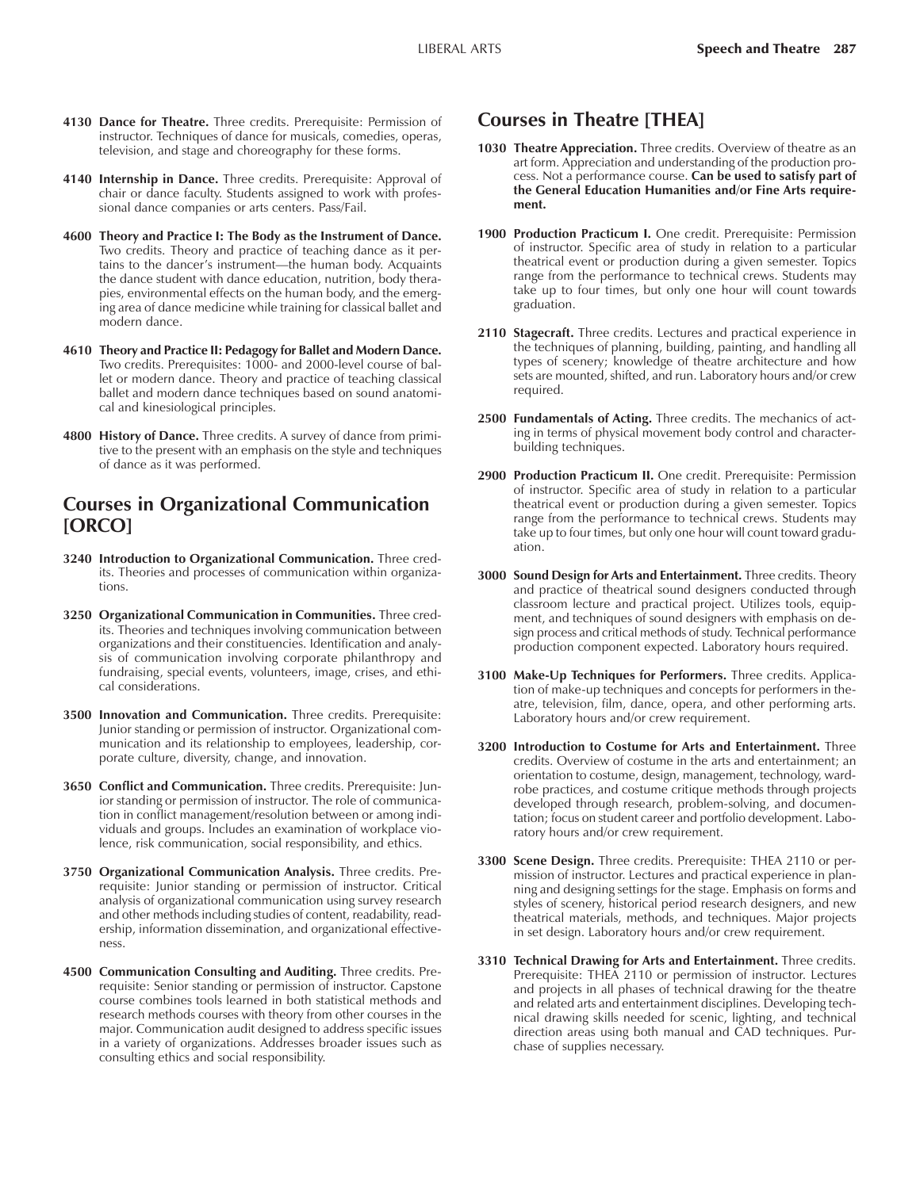**4130 Dance for Theatre.** Three credits. Prerequisite: Permission of instructor. Techniques of dance for musicals, comedies, operas, television, and stage and choreography for these forms.

**4140 Internship in Dance.** Three credits. Prerequisite: Approval of chair or dance faculty. Students assigned to work with professional dance companies or arts centers. Pass/Fail.

**4600 Theory and Practice I: The Body as the Instrument of Dance.** Two credits. Theory and practice of teaching dance as it pertains to the dancer's instrument—the human body. Acquaints the dance student with dance education, nutrition, body therapies, environmental effects on the human body, and the emerging area of dance medicine while training for classical ballet and modern dance.

**4610 Theory and Practice II: Pedagogy for Ballet and Modern Dance.** Two credits. Prerequisites: 1000- and 2000-level course of ballet or modern dance. Theory and practice of teaching classical ballet and modern dance techniques based on sound anatomical and kinesiological principles.

**4800 History of Dance.** Three credits. A survey of dance from primitive to the present with an emphasis on the style and techniques of dance as it was performed.

## Courses in Organizational Communication [ORCO]

**3240 Introduction to Organizational Communication.** Three credits. Theories and processes of communication within organizations.

**3250 Organizational Communication in Communities.** Three credits. Theories and techniques involving communication between organizations and their constituencies. Identification and analysis of communication involving corporate philanthropy and fundraising, special events, volunteers, image, crises, and ethical considerations.

**3500 Innovation and Communication.** Three credits. Prerequisite: Junior standing or permission of instructor. Organizational communication and its relationship to employees, leadership, corporate culture, diversity, change, and innovation.

**3650 Conflict and Communication.** Three credits. Prerequisite: Junior standing or permission of instructor. The role of communication in conflict management/resolution between or among individuals and groups. Includes an examination of workplace violence, risk communication, social responsibility, and ethics.

**3750 Organizational Communication Analysis.** Three credits. Prerequisite: Junior standing or permission of instructor. Critical analysis of organizational communication using survey research and other methods including studies of content, readability, readership, information dissemination, and organizational effectiveness.

**4500 Communication Consulting and Auditing.** Three credits. Prerequisite: Senior standing or permission of instructor. Capstone course combines tools learned in both statistical methods and research methods courses with theory from other courses in the major. Communication audit designed to address specific issues in a variety of organizations. Addresses broader issues such as consulting ethics and social responsibility.

## Courses in Theatre [THEA]

**1030 Theatre Appreciation.** Three credits. Overview of theatre as an art form. Appreciation and understanding of the production process. Not a performance course. **Can be used to satisfy part of the General Education Humanities and/or Fine Arts requirement.**

**1900 Production Practicum I.** One credit. Prerequisite: Permission of instructor. Specific area of study in relation to a particular theatrical event or production during a given semester. Topics range from the performance to technical crews. Students may take up to four times, but only one hour will count towards graduation.

**2110 Stagecraft.** Three credits. Lectures and practical experience in the techniques of planning, building, painting, and handling all types of scenery; knowledge of theatre architecture and how sets are mounted, shifted, and run. Laboratory hours and/or crew required.

**2500 Fundamentals of Acting.** Three credits. The mechanics of acting in terms of physical movement body control and character-building techniques.

**2900 Production Practicum II.** One credit. Prerequisite: Permission of instructor. Specific area of study in relation to a particular theatrical event or production during a given semester. Topics range from the performance to technical crews. Students may take up to four times, but only one hour will count toward graduation.

**3000 Sound Design for Arts and Entertainment.** Three credits. Theory and practice of theatrical sound designers conducted through classroom lecture and practical project. Utilizes tools, equipment, and techniques of sound designers with emphasis on design process and critical methods of study. Technical performance production component expected. Laboratory hours required.

**3100 Make-Up Techniques for Performers.** Three credits. Application of make-up techniques and concepts for performers in theatre, television, film, dance, opera, and other performing arts. Laboratory hours and/or crew requirement.

**3200 Introduction to Costume for Arts and Entertainment.** Three credits. Overview of costume in the arts and entertainment; an orientation to costume, design, management, technology, wardrobe practices, and costume critique methods through projects developed through research, problem-solving, and documentation; focus on student career and portfolio development. Laboratory hours and/or crew requirement.

**3300 Scene Design.** Three credits. Prerequisite: THEA 2110 or permission of instructor. Lectures and practical experience in planning and designing settings for the stage. Emphasis on forms and styles of scenery, historical period research designers, and new theatrical materials, methods, and techniques. Major projects in set design. Laboratory hours and/or crew requirement.

**3310 Technical Drawing for Arts and Entertainment.** Three credits. Prerequisite: THEA 2110 or permission of instructor. Lectures and projects in all phases of technical drawing for the theatre and related arts and entertainment disciplines. Developing technical drawing skills needed for scenic, lighting, and technical direction areas using both manual and CAD techniques. Purchase of supplies necessary.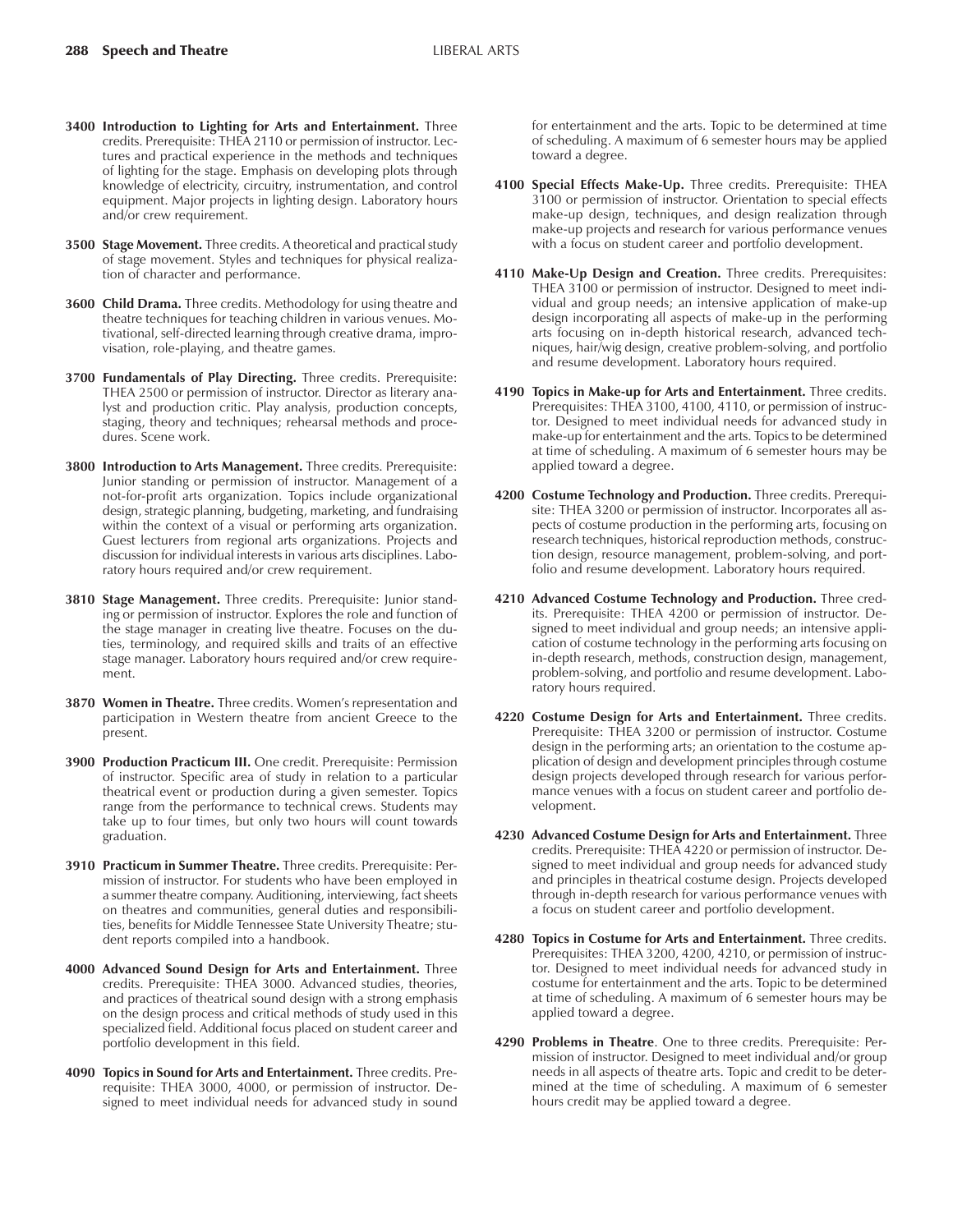**3400 Introduction to Lighting for Arts and Entertainment.** Three credits. Prerequisite: THEA 2110 or permission of instructor. Lectures and practical experience in the methods and techniques of lighting for the stage. Emphasis on developing plots through knowledge of electricity, circuitry, instrumentation, and control equipment. Major projects in lighting design. Laboratory hours and/or crew requirement.

**3500 Stage Movement.** Three credits. A theoretical and practical study of stage movement. Styles and techniques for physical realization of character and performance.

**3600 Child Drama.** Three credits. Methodology for using theatre and theatre techniques for teaching children in various venues. Motivational, self-directed learning through creative drama, improvisation, role-playing, and theatre games.

**3700 Fundamentals of Play Directing.** Three credits. Prerequisite: THEA 2500 or permission of instructor. Director as literary analyst and production critic. Play analysis, production concepts, staging, theory and techniques; rehearsal methods and procedures. Scene work.

**3800 Introduction to Arts Management.** Three credits. Prerequisite: Junior standing or permission of instructor. Management of a not-for-profit arts organization. Topics include organizational design, strategic planning, budgeting, marketing, and fundraising within the context of a visual or performing arts organization. Guest lecturers from regional arts organizations. Projects and discussion for individual interests in various arts disciplines. Laboratory hours required and/or crew requirement.

**3810 Stage Management.** Three credits. Prerequisite: Junior standing or permission of instructor. Explores the role and function of the stage manager in creating live theatre. Focuses on the duties, terminology, and required skills and traits of an effective stage manager. Laboratory hours required and/or crew requirement.

**3870 Women in Theatre.** Three credits. Women's representation and participation in Western theatre from ancient Greece to the present.

**3900 Production Practicum III.** One credit. Prerequisite: Permission of instructor. Specific area of study in relation to a particular theatrical event or production during a given semester. Topics range from the performance to technical crews. Students may take up to four times, but only two hours will count towards graduation.

**3910 Practicum in Summer Theatre.** Three credits. Prerequisite: Permission of instructor. For students who have been employed in a summer theatre company. Auditioning, interviewing, fact sheets on theatres and communities, general duties and responsibilities, benefits for Middle Tennessee State University Theatre; student reports compiled into a handbook.

**4000 Advanced Sound Design for Arts and Entertainment.** Three credits. Prerequisite: THEA 3000. Advanced studies, theories, and practices of theatrical sound design with a strong emphasis on the design process and critical methods of study used in this specialized field. Additional focus placed on student career and portfolio development in this field.

**4090 Topics in Sound for Arts and Entertainment.** Three credits. Prerequisite: THEA 3000, 4000, or permission of instructor. Designed to meet individual needs for advanced study in sound for entertainment and the arts. Topic to be determined at time of scheduling. A maximum of 6 semester hours may be applied toward a degree.

**4100 Special Effects Make-Up.** Three credits. Prerequisite: THEA 3100 or permission of instructor. Orientation to special effects make-up design, techniques, and design realization through make-up projects and research for various performance venues with a focus on student career and portfolio development.

**4110 Make-Up Design and Creation.** Three credits. Prerequisites: THEA 3100 or permission of instructor. Designed to meet individual and group needs; an intensive application of make-up design incorporating all aspects of make-up in the performing arts focusing on in-depth historical research, advanced techniques, hair/wig design, creative problem-solving, and portfolio and resume development. Laboratory hours required.

**4190 Topics in Make-up for Arts and Entertainment.** Three credits. Prerequisites: THEA 3100, 4100, 4110, or permission of instructor. Designed to meet individual needs for advanced study in make-up for entertainment and the arts. Topics to be determined at time of scheduling. A maximum of 6 semester hours may be applied toward a degree.

**4200 Costume Technology and Production.** Three credits. Prerequisite: THEA 3200 or permission of instructor. Incorporates all aspects of costume production in the performing arts, focusing on research techniques, historical reproduction methods, construction design, resource management, problem-solving, and portfolio and resume development. Laboratory hours required.

**4210 Advanced Costume Technology and Production.** Three credits. Prerequisite: THEA 4200 or permission of instructor. Designed to meet individual and group needs; an intensive application of costume technology in the performing arts focusing on in-depth research, methods, construction design, management, problem-solving, and portfolio and resume development. Laboratory hours required.

**4220 Costume Design for Arts and Entertainment.** Three credits. Prerequisite: THEA 3200 or permission of instructor. Costume design in the performing arts; an orientation to the costume application of design and development principles through costume design projects developed through research for various performance venues with a focus on student career and portfolio development.

**4230 Advanced Costume Design for Arts and Entertainment.** Three credits. Prerequisite: THEA 4220 or permission of instructor. Designed to meet individual and group needs for advanced study and principles in theatrical costume design. Projects developed through in-depth research for various performance venues with a focus on student career and portfolio development.

**4280 Topics in Costume for Arts and Entertainment.** Three credits. Prerequisites: THEA 3200, 4200, 4210, or permission of instructor. Designed to meet individual needs for advanced study in costume for entertainment and the arts. Topic to be determined at time of scheduling. A maximum of 6 semester hours may be applied toward a degree.

**4290 Problems in Theatre**. One to three credits. Prerequisite: Permission of instructor. Designed to meet individual and/or group needs in all aspects of theatre arts. Topic and credit to be determined at the time of scheduling. A maximum of 6 semester hours credit may be applied toward a degree.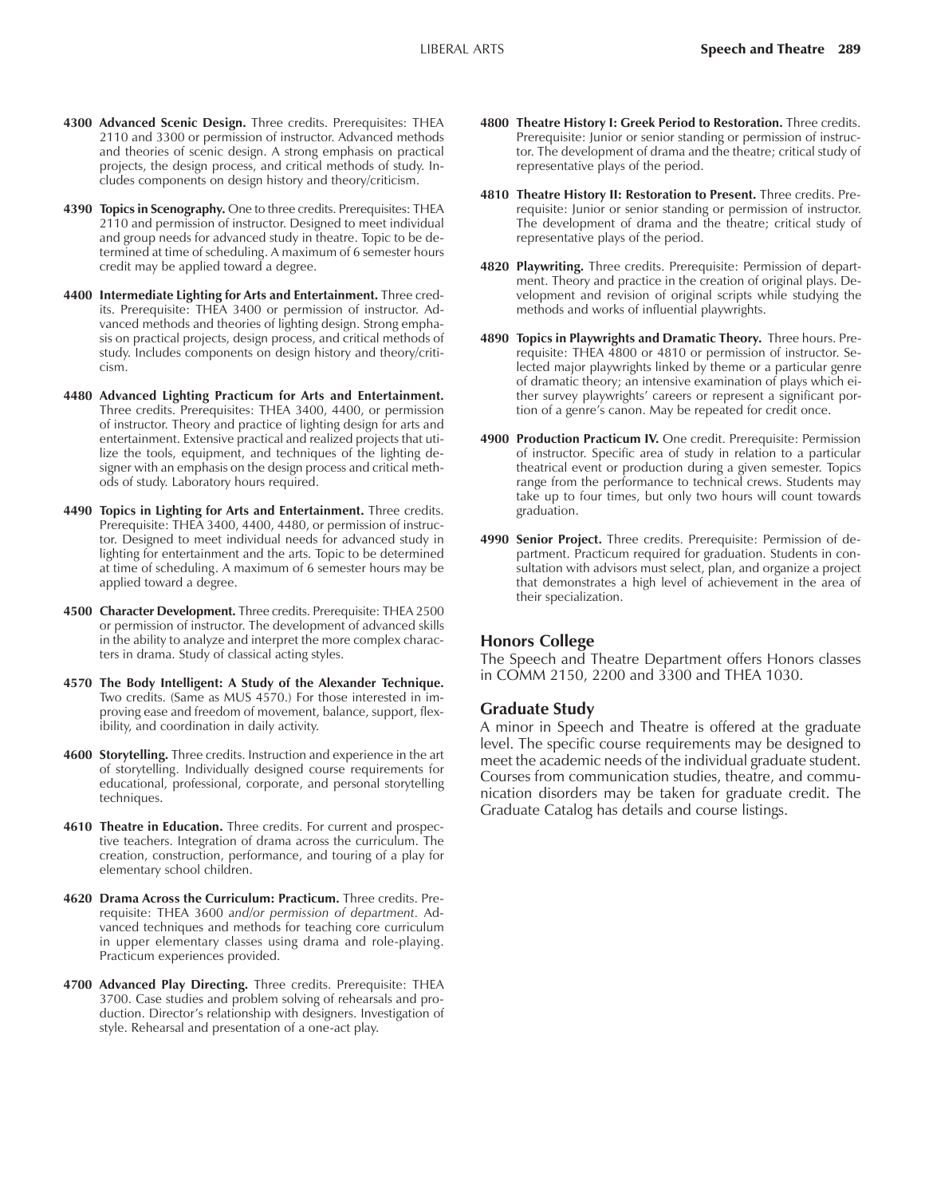**4300 Advanced Scenic Design.** Three credits. Prerequisites: THEA 2110 and 3300 or permission of instructor. Advanced methods and theories of scenic design. A strong emphasis on practical projects, the design process, and critical methods of study. Includes components on design history and theory/criticism.

**4390 Topics in Scenography.** One to three credits. Prerequisites: THEA 2110 and permission of instructor. Designed to meet individual and group needs for advanced study in theatre. Topic to be determined at time of scheduling. A maximum of 6 semester hours credit may be applied toward a degree.

**4400 Intermediate Lighting for Arts and Entertainment.** Three credits. Prerequisite: THEA 3400 or permission of instructor. Advanced methods and theories of lighting design. Strong emphasis on practical projects, design process, and critical methods of study. Includes components on design history and theory/criticism.

**4480 Advanced Lighting Practicum for Arts and Entertainment.** Three credits. Prerequisites: THEA 3400, 4400, or permission of instructor. Theory and practice of lighting design for arts and entertainment. Extensive practical and realized projects that utilize the tools, equipment, and techniques of the lighting designer with an emphasis on the design process and critical methods of study. Laboratory hours required.

**4490 Topics in Lighting for Arts and Entertainment.** Three credits. Prerequisite: THEA 3400, 4400, 4480, or permission of instructor. Designed to meet individual needs for advanced study in lighting for entertainment and the arts. Topic to be determined at time of scheduling. A maximum of 6 semester hours may be applied toward a degree.

**4500 Character Development.** Three credits. Prerequisite: THEA 2500 or permission of instructor. The development of advanced skills in the ability to analyze and interpret the more complex characters in drama. Study of classical acting styles.

**4570 The Body Intelligent: A Study of the Alexander Technique.** Two credits. (Same as MUS 4570.) For those interested in improving ease and freedom of movement, balance, support, flexibility, and coordination in daily activity.

**4600 Storytelling.** Three credits. Instruction and experience in the art of storytelling. Individually designed course requirements for educational, professional, corporate, and personal storytelling techniques.

**4610 Theatre in Education.** Three credits. For current and prospective teachers. Integration of drama across the curriculum. The creation, construction, performance, and touring of a play for elementary school children.

**4620 Drama Across the Curriculum: Practicum.** Three credits. Prerequisite: THEA 3600 *and/or permission of department.* Advanced techniques and methods for teaching core curriculum in upper elementary classes using drama and role-playing. Practicum experiences provided.

**4700 Advanced Play Directing.** Three credits. Prerequisite: THEA 3700. Case studies and problem solving of rehearsals and production. Director's relationship with designers. Investigation of style. Rehearsal and presentation of a one-act play.

**4800 Theatre History I: Greek Period to Restoration.** Three credits. Prerequisite: Junior or senior standing or permission of instructor. The development of drama and the theatre; critical study of representative plays of the period.

**4810 Theatre History II: Restoration to Present.** Three credits. Prerequisite: Junior or senior standing or permission of instructor. The development of drama and the theatre; critical study of representative plays of the period.

**4820 Playwriting.** Three credits. Prerequisite: Permission of department. Theory and practice in the creation of original plays. Development and revision of original scripts while studying the methods and works of influential playwrights.

**4890 Topics in Playwrights and Dramatic Theory.** Three hours. Prerequisite: THEA 4800 or 4810 or permission of instructor. Selected major playwrights linked by theme or a particular genre of dramatic theory; an intensive examination of plays which either survey playwrights' careers or represent a significant portion of a genre's canon. May be repeated for credit once.

**4900 Production Practicum IV.** One credit. Prerequisite: Permission of instructor. Specific area of study in relation to a particular theatrical event or production during a given semester. Topics range from the performance to technical crews. Students may take up to four times, but only two hours will count towards graduation.

**4990 Senior Project.** Three credits. Prerequisite: Permission of department. Practicum required for graduation. Students in consultation with advisors must select, plan, and organize a project that demonstrates a high level of achievement in the area of their specialization.

## Honors College

The Speech and Theatre Department offers Honors classes in COMM 2150, 2200 and 3300 and THEA 1030.

## Graduate Study

A minor in Speech and Theatre is offered at the graduate level. The specific course requirements may be designed to meet the academic needs of the individual graduate student. Courses from communication studies, theatre, and communication disorders may be taken for graduate credit. The Graduate Catalog has details and course listings.